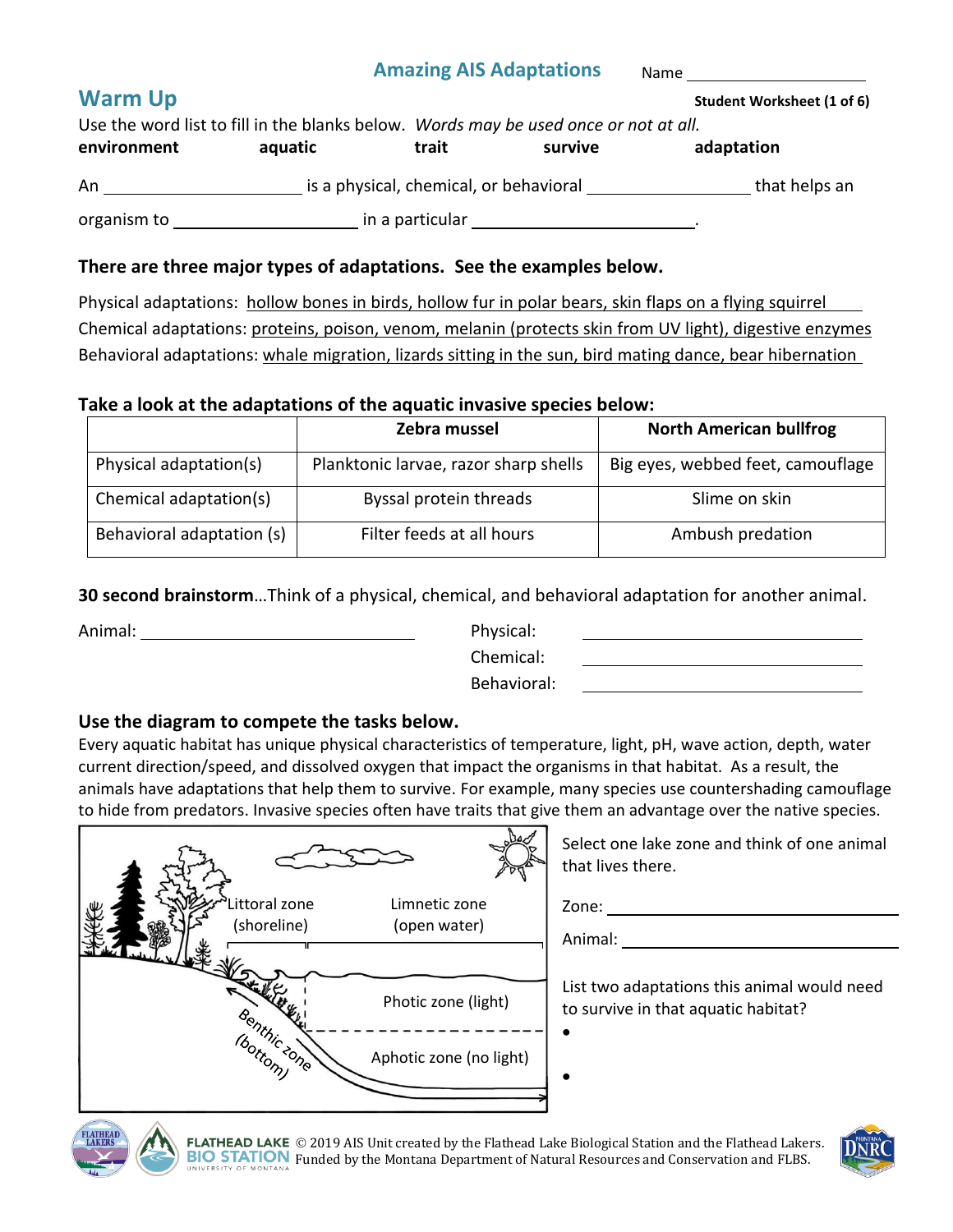# Amazing AIS Adaptations

Name ____________________

Student Worksheet (1 of 6)

## Warm Up

Use the word list to fill in the blanks below. *Words may be used once or not at all.*

**environment** **aquatic** **trait** **survive** **adaptation**

An ____________________ is a physical, chemical, or behavioral ________________ that helps an organism to ____________________ in a particular ______________________.

### There are three major types of adaptations. See the examples below.

Physical adaptations: hollow bones in birds, hollow fur in polar bears, skin flaps on a flying squirrel

Chemical adaptations: proteins, poison, venom, melanin (protects skin from UV light), digestive enzymes

Behavioral adaptations: whale migration, lizards sitting in the sun, bird mating dance, bear hibernation

### Take a look at the adaptations of the aquatic invasive species below:

| | Zebra mussel | North American bullfrog |
|---|---|---|
| Physical adaptation(s) | Planktonic larvae, razor sharp shells | Big eyes, webbed feet, camouflage |
| Chemical adaptation(s) | Byssal protein threads | Slime on skin |
| Behavioral adaptation (s) | Filter feeds at all hours | Ambush predation |

**30 second brainstorm**…Think of a physical, chemical, and behavioral adaptation for another animal.

Animal: ____________________

Physical: ____________________

Chemical: ____________________

Behavioral: ____________________

### Use the diagram to compete the tasks below.

Every aquatic habitat has unique physical characteristics of temperature, light, pH, wave action, depth, water current direction/speed, and dissolved oxygen that impact the organisms in that habitat. As a result, the animals have adaptations that help them to survive. For example, many species use countershading camouflage to hide from predators. Invasive species often have traits that give them an advantage over the native species.

Littoral zone (shoreline)

Limnetic zone (open water)

Photic zone (light)

Aphotic zone (no light)

Benthic zone (bottom)

Select one lake zone and think of one animal that lives there.

Zone: ____________________

Animal: ____________________

List two adaptations this animal would need to survive in that aquatic habitat?

- 
- 

© 2019 AIS Unit created by the Flathead Lake Biological Station and the Flathead Lakers. Funded by the Montana Department of Natural Resources and Conservation and FLBS.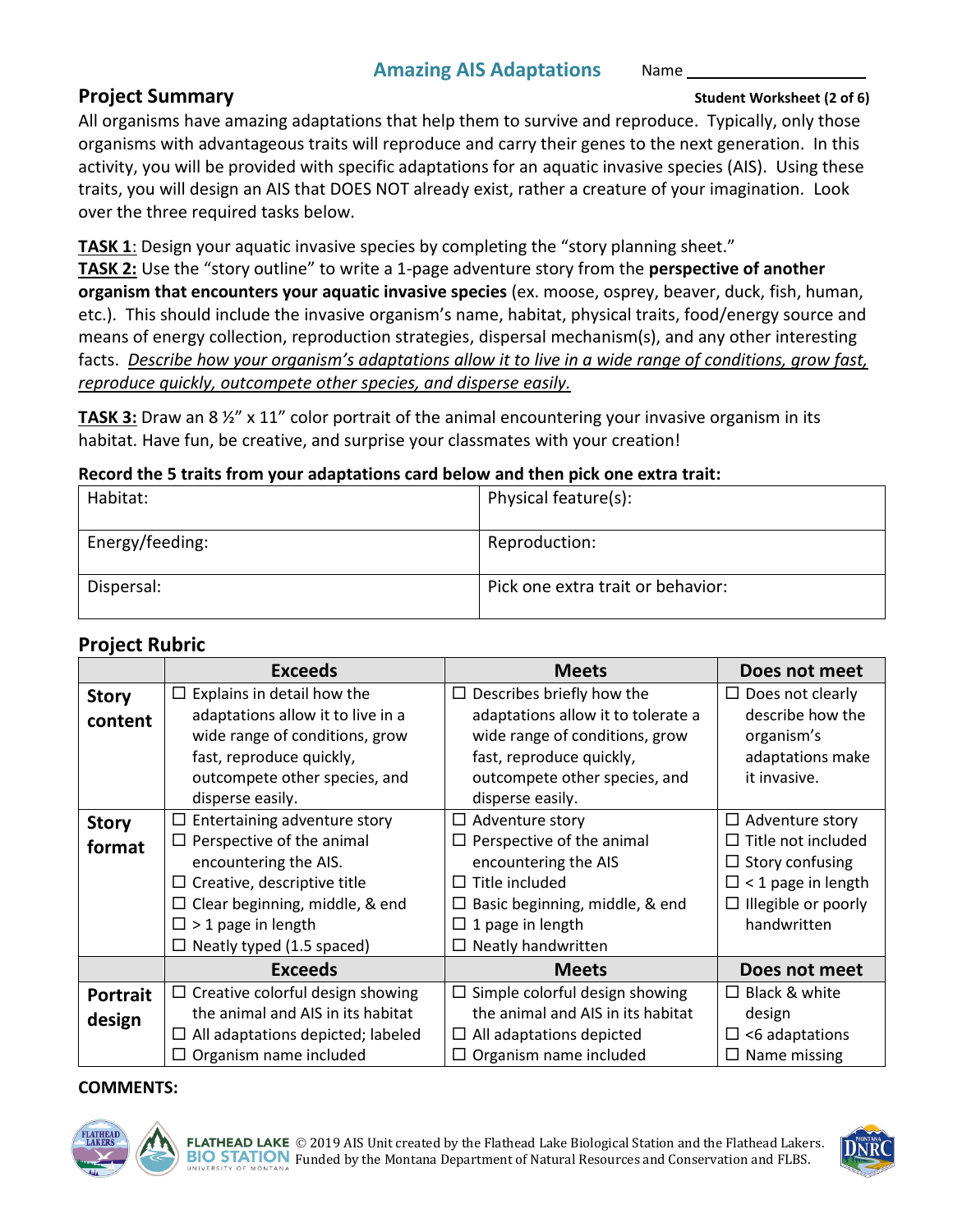# Amazing AIS Adaptations

Name ____________________

## Project Summary

**Student Worksheet (2 of 6)**

All organisms have amazing adaptations that help them to survive and reproduce. Typically, only those organisms with advantageous traits will reproduce and carry their genes to the next generation. In this activity, you will be provided with specific adaptations for an aquatic invasive species (AIS). Using these traits, you will design an AIS that DOES NOT already exist, rather a creature of your imagination. Look over the three required tasks below.

**TASK 1**: Design your aquatic invasive species by completing the "story planning sheet."
**TASK 2:** Use the "story outline" to write a 1-page adventure story from the **perspective of another organism that encounters your aquatic invasive species** (ex. moose, osprey, beaver, duck, fish, human, etc.). This should include the invasive organism's name, habitat, physical traits, food/energy source and means of energy collection, reproduction strategies, dispersal mechanism(s), and any other interesting facts. *Describe how your organism's adaptations allow it to live in a wide range of conditions, grow fast, reproduce quickly, outcompete other species, and disperse easily.*

**TASK 3:** Draw an 8 ½" x 11" color portrait of the animal encountering your invasive organism in its habitat. Have fun, be creative, and surprise your classmates with your creation!

**Record the 5 traits from your adaptations card below and then pick one extra trait:**

| Habitat: | Physical feature(s): |
|---|---|
| Energy/feeding: | Reproduction: |
| Dispersal: | Pick one extra trait or behavior: |

## Project Rubric

| | Exceeds | Meets | Does not meet |
|---|---|---|---|
| **Story content** | ☐ Explains in detail how the adaptations allow it to live in a wide range of conditions, grow fast, reproduce quickly, outcompete other species, and disperse easily. | ☐ Describes briefly how the adaptations allow it to tolerate a wide range of conditions, grow fast, reproduce quickly, outcompete other species, and disperse easily. | ☐ Does not clearly describe how the organism's adaptations make it invasive. |
| **Story format** | ☐ Entertaining adventure story<br>☐ Perspective of the animal encountering the AIS.<br>☐ Creative, descriptive title<br>☐ Clear beginning, middle, & end<br>☐ > 1 page in length<br>☐ Neatly typed (1.5 spaced) | ☐ Adventure story<br>☐ Perspective of the animal encountering the AIS<br>☐ Title included<br>☐ Basic beginning, middle, & end<br>☐ 1 page in length<br>☐ Neatly handwritten | ☐ Adventure story<br>☐ Title not included<br>☐ Story confusing<br>☐ < 1 page in length<br>☐ Illegible or poorly handwritten |
| | **Exceeds** | **Meets** | **Does not meet** |
| **Portrait design** | ☐ Creative colorful design showing the animal and AIS in its habitat<br>☐ All adaptations depicted; labeled<br>☐ Organism name included | ☐ Simple colorful design showing the animal and AIS in its habitat<br>☐ All adaptations depicted<br>☐ Organism name included | ☐ Black & white design<br>☐ <6 adaptations<br>☐ Name missing |

**COMMENTS:**

© 2019 AIS Unit created by the Flathead Lake Biological Station and the Flathead Lakers. Funded by the Montana Department of Natural Resources and Conservation and FLBS.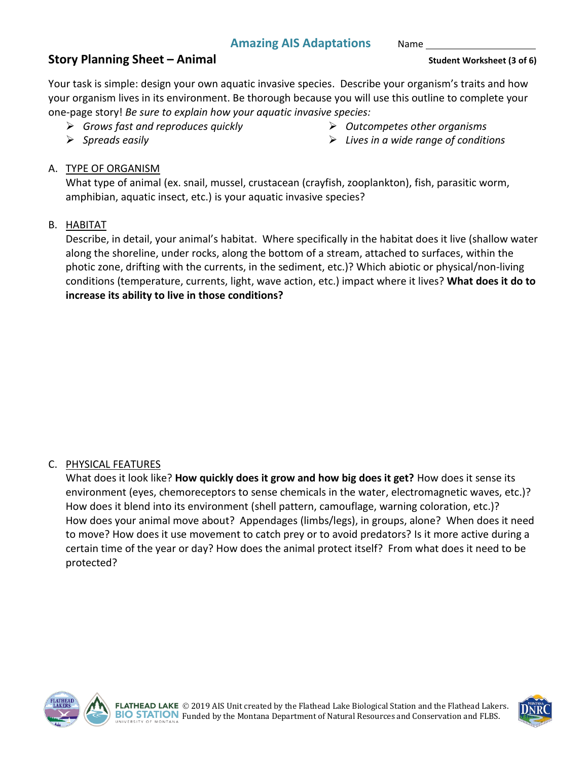# Amazing AIS Adaptations

Name ____________________

## Story Planning Sheet – Animal

**Student Worksheet (3 of 6)**

Your task is simple: design your own aquatic invasive species. Describe your organism's traits and how your organism lives in its environment. Be thorough because you will use this outline to complete your one-page story! *Be sure to explain how your aquatic invasive species:*

- *Grows fast and reproduces quickly*
- *Spreads easily*
- *Outcompetes other organisms*
- *Lives in a wide range of conditions*

A. <u>TYPE OF ORGANISM</u>
What type of animal (ex. snail, mussel, crustacean (crayfish, zooplankton), fish, parasitic worm, amphibian, aquatic insect, etc.) is your aquatic invasive species?

B. <u>HABITAT</u>
Describe, in detail, your animal's habitat. Where specifically in the habitat does it live (shallow water along the shoreline, under rocks, along the bottom of a stream, attached to surfaces, within the photic zone, drifting with the currents, in the sediment, etc.)? Which abiotic or physical/non-living conditions (temperature, currents, light, wave action, etc.) impact where it lives? **What does it do to increase its ability to live in those conditions?**

C. <u>PHYSICAL FEATURES</u>
What does it look like? **How quickly does it grow and how big does it get?** How does it sense its environment (eyes, chemoreceptors to sense chemicals in the water, electromagnetic waves, etc.)? How does it blend into its environment (shell pattern, camouflage, warning coloration, etc.)? How does your animal move about? Appendages (limbs/legs), in groups, alone? When does it need to move? How does it use movement to catch prey or to avoid predators? Is it more active during a certain time of the year or day? How does the animal protect itself? From what does it need to be protected?

© 2019 AIS Unit created by the Flathead Lake Biological Station and the Flathead Lakers. Funded by the Montana Department of Natural Resources and Conservation and FLBS.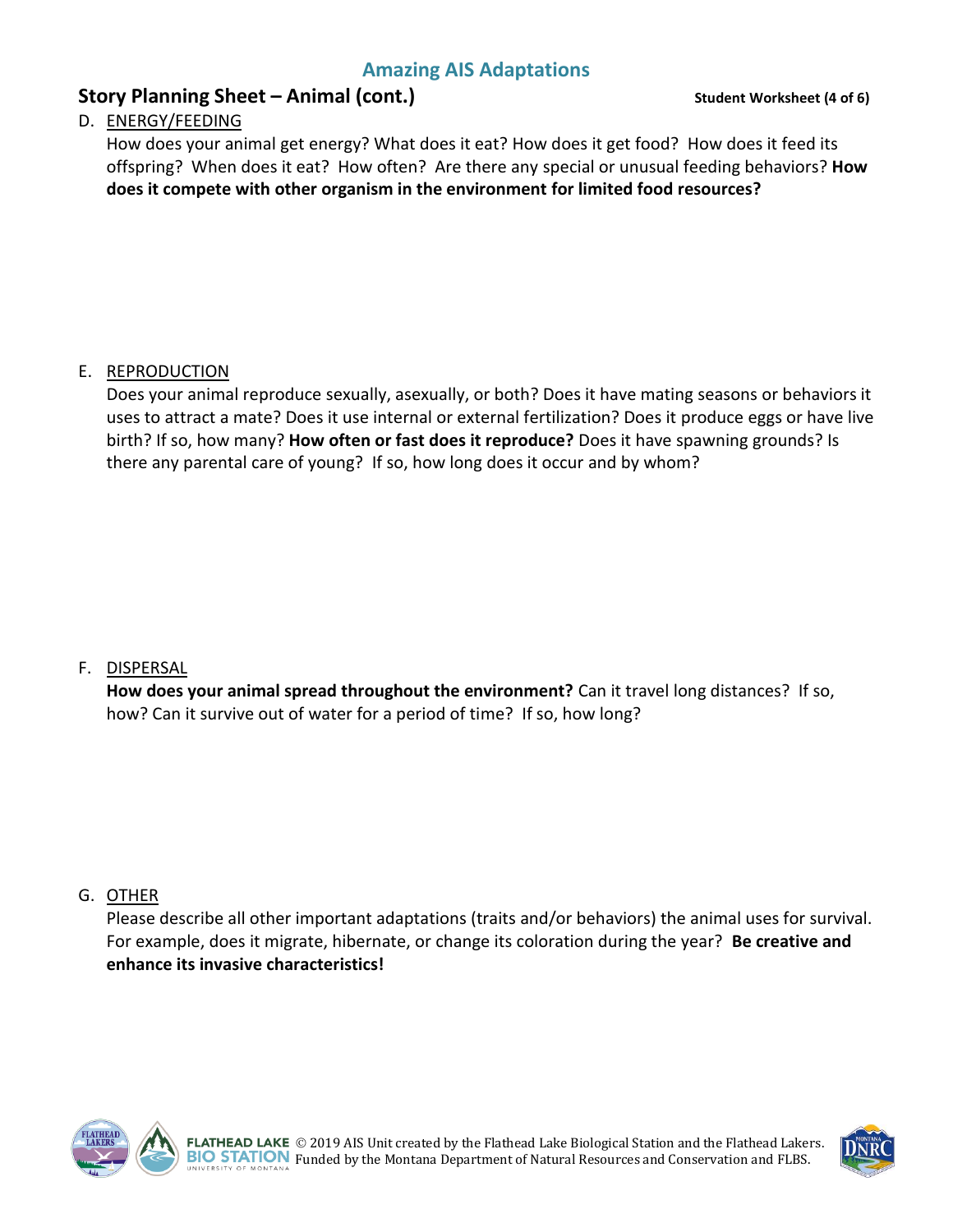# Amazing AIS Adaptations

## Story Planning Sheet – Animal (cont.)

**Student Worksheet (4 of 6)**

D. <u>ENERGY/FEEDING</u>

How does your animal get energy? What does it eat? How does it get food? How does it feed its offspring? When does it eat? How often? Are there any special or unusual feeding behaviors? **How does it compete with other organism in the environment for limited food resources?**

E. <u>REPRODUCTION</u>

Does your animal reproduce sexually, asexually, or both? Does it have mating seasons or behaviors it uses to attract a mate? Does it use internal or external fertilization? Does it produce eggs or have live birth? If so, how many? **How often or fast does it reproduce?** Does it have spawning grounds? Is there any parental care of young? If so, how long does it occur and by whom?

F. <u>DISPERSAL</u>

**How does your animal spread throughout the environment?** Can it travel long distances? If so, how? Can it survive out of water for a period of time? If so, how long?

G. <u>OTHER</u>

Please describe all other important adaptations (traits and/or behaviors) the animal uses for survival. For example, does it migrate, hibernate, or change its coloration during the year? **Be creative and enhance its invasive characteristics!**

© 2019 AIS Unit created by the Flathead Lake Biological Station and the Flathead Lakers. Funded by the Montana Department of Natural Resources and Conservation and FLBS.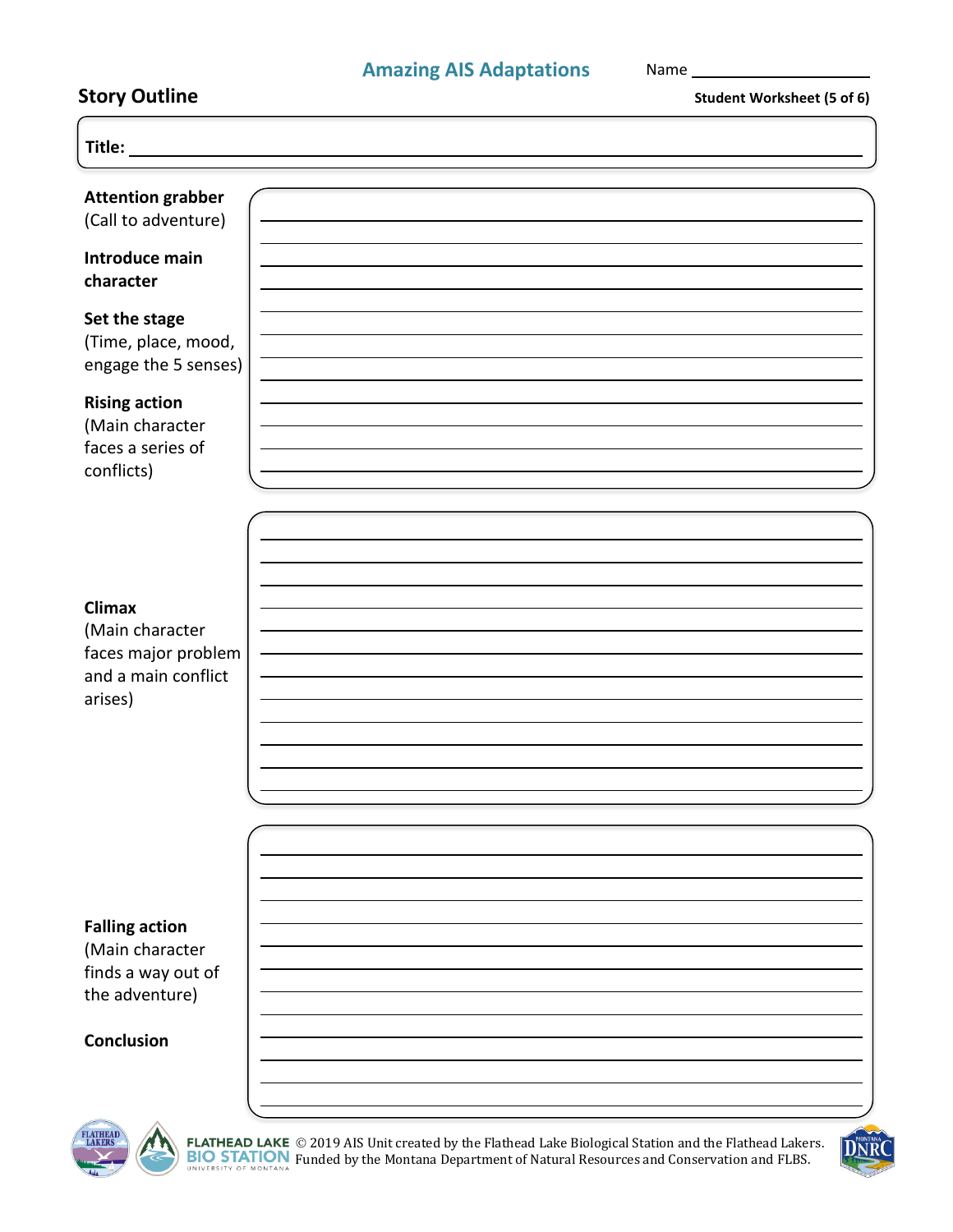**Amazing AIS Adaptations**

Name ____________________

## Story Outline

**Student Worksheet (5 of 6)**

**Title:** ________________________________________________

**Attention grabber**
(Call to adventure)

**Introduce main character**

**Set the stage**
(Time, place, mood, engage the 5 senses)

**Rising action**
(Main character faces a series of conflicts)

________________________________________________
________________________________________________
________________________________________________
________________________________________________
________________________________________________
________________________________________________
________________________________________________
________________________________________________
________________________________________________
________________________________________________
________________________________________________
________________________________________________

**Climax**
(Main character faces major problem and a main conflict arises)

________________________________________________
________________________________________________
________________________________________________
________________________________________________
________________________________________________
________________________________________________
________________________________________________
________________________________________________
________________________________________________
________________________________________________
________________________________________________
________________________________________________

**Falling action**
(Main character finds a way out of the adventure)

**Conclusion**

________________________________________________
________________________________________________
________________________________________________
________________________________________________
________________________________________________
________________________________________________
________________________________________________
________________________________________________
________________________________________________
________________________________________________
________________________________________________
________________________________________________

© 2019 AIS Unit created by the Flathead Lake Biological Station and the Flathead Lakers. Funded by the Montana Department of Natural Resources and Conservation and FLBS.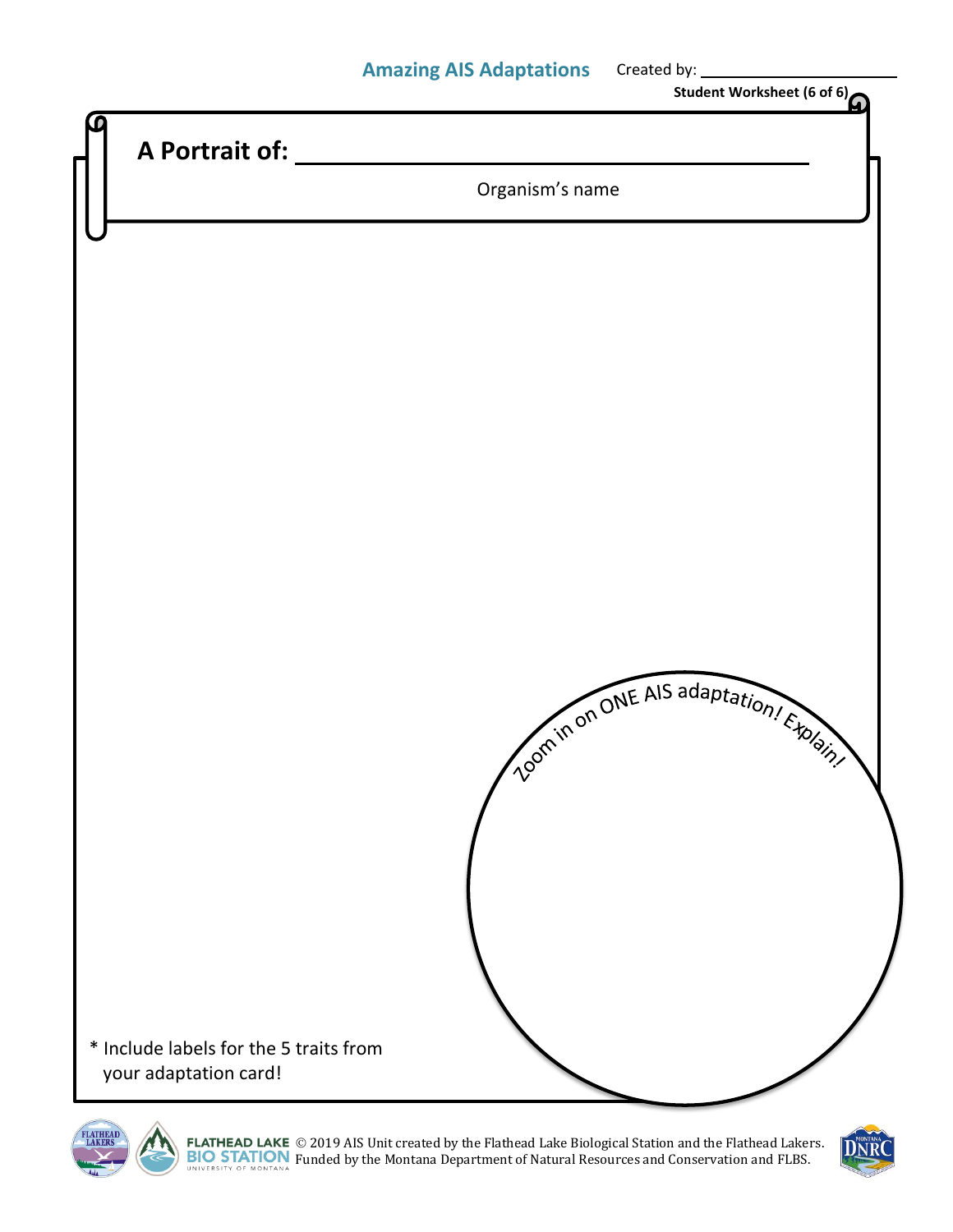## Amazing AIS Adaptations

Created by: ____________________

Student Worksheet (6 of 6)

# A Portrait of: ______________________________

Organism's name

Zoom in on ONE AIS adaptation! Explain!

* Include labels for the 5 traits from your adaptation card!

© 2019 AIS Unit created by the Flathead Lake Biological Station and the Flathead Lakers. Funded by the Montana Department of Natural Resources and Conservation and FLBS.